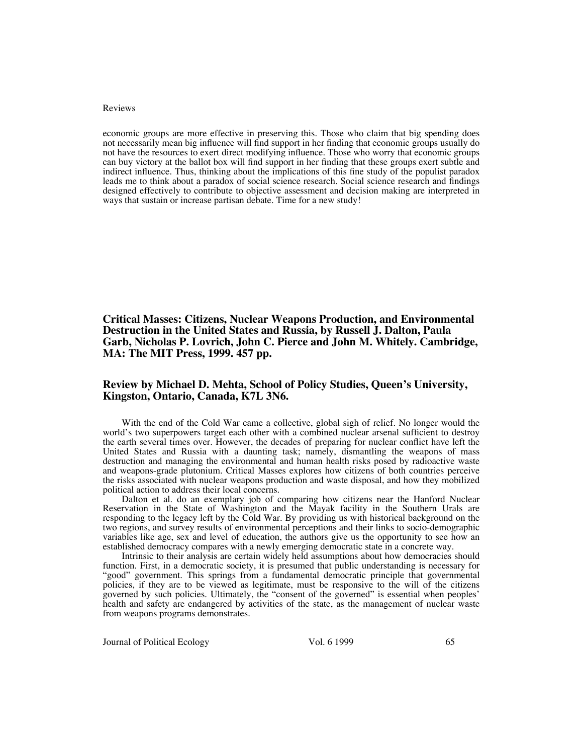economic groups are more effective in preserving this. Those who claim that big spending does not necessarily mean big influence will find support in her finding that economic groups usually do not have the resources to exert direct modifying influence. Those who worry that economic groups can buy victory at the ballot box will find support in her finding that these groups exert subtle and indirect influence. Thus, thinking about the implications of this fine study of the populist paradox leads me to think about a paradox of social science research. Social science research and findings designed effectively to contribute to objective assessment and decision making are interpreted in ways that sustain or increase partisan debate. Time for a new study!

## Critical Masses: Citizens, Nuclear Weapons Production, and Environmental Destruction in the United States and Russia, by Russell J. Dalton, Paula Garb, Nicholas P. Lovrich, John C. Pierce and John M. Whitely. Cambridge, MA: The MIT Press, 1999. 457 pp.

### Review by Michael D. Mehta, School of Policy Studies, Queen's University, Kingston, Ontario, Canada, K7L 3N6.

With the end of the Cold War came a collective, global sigh of relief. No longer would the world's two superpowers target each other with a combined nuclear arsenal sufficient to destroy the earth several times over. However, the decades of preparing for nuclear conflict have left the United States and Russia with a daunting task; namely, dismantling the weapons of mass destruction and managing the environmental and human health risks posed by radioactive waste and weapons-grade plutonium. Critical Masses explores how citizens of both countries perceive the risks associated with nuclear weapons production and waste disposal, and how they mobilized political action to address their local concerns.

Dalton et al. do an exemplary job of comparing how citizens near the Hanford Nuclear Reservation in the State of Washington and the Mayak facility in the Southern Urals are responding to the legacy left by the Cold War. By providing us with historical background on the two regions, and survey results of environmental perceptions and their links to socio-demographic variables like age, sex and level of education, the authors give us the opportunity to see how an established democracy compares with a newly emerging democratic state in a concrete way.

Intrinsic to their analysis are certain widely held assumptions about how democracies should function. First, in a democratic society, it is presumed that public understanding is necessary for "good" government. This springs from a fundamental democratic principle that governmental policies, if they are to be viewed as legitimate, must be responsive to the will of the citizens governed by such policies. Ultimately, the "consent of the governed" is essential when peoples' health and safety are endangered by activities of the state, as the management of nuclear waste from weapons programs demonstrates.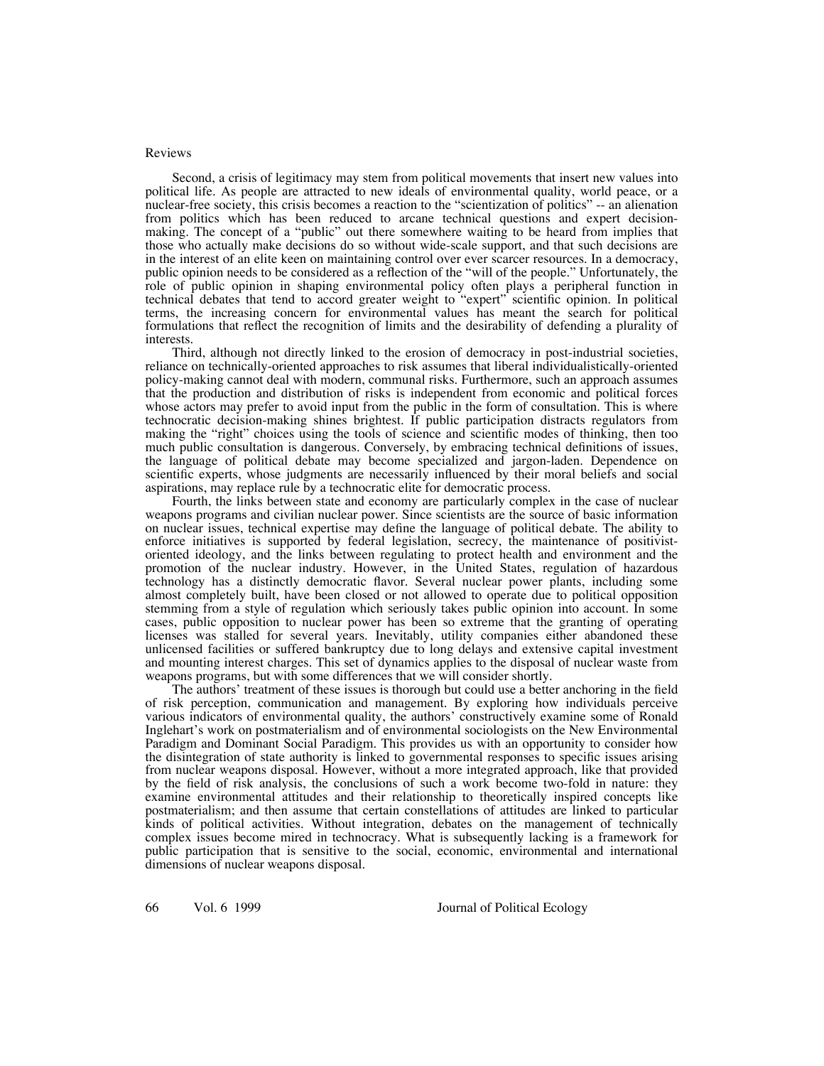Second, a crisis of legitimacy may stem from political movements that insert new values into political life. As people are attracted to new ideals of environmental quality, world peace, or a nuclear-free society, this crisis becomes a reaction to the "scientization of politics" -- an alienation from politics which has been reduced to arcane technical questions and expert decision-making. The concept of a "public" out there somewhere waiting to be heard from implies that those who actually make decisions do so without wide-scale support, and that such decisions are in the interest of an elite keen on maintaining control over ever scarcer resources. In a democracy, public opinion needs to be considered as a reflection of the "will of the people." Unfortunately, the role of public opinion in shaping environmental policy often plays a peripheral function in technical debates that tend to accord greater weight to "expert" scientific opinion. In political terms, the increasing concern for environmental values has meant the search for political formulations that reflect the recognition of limits and the desirability of defending a plurality of interests.

Third, although not directly linked to the erosion of democracy in post-industrial societies, reliance on technically-oriented approaches to risk assumes that liberal individualistically-oriented policy-making cannot deal with modern, communal risks. Furthermore, such an approach assumes that the production and distribution of risks is independent from economic and political forces whose actors may prefer to avoid input from the public in the form of consultation. This is where technocratic decision-making shines brightest. If public participation distracts regulators from making the "right" choices using the tools of science and scientific modes of thinking, then too much public consultation is dangerous. Conversely, by embracing technical definitions of issues, the language of political debate may become specialized and jargon-laden. Dependence on scientific experts, whose judgments are necessarily influenced by their moral beliefs and social aspirations, may replace rule by a technocratic elite for democratic process.

Fourth, the links between state and economy are particularly complex in the case of nuclear weapons programs and civilian nuclear power. Since scientists are the source of basic information on nuclear issues, technical expertise may define the language of political debate. The ability to enforce initiatives is supported by federal legislation, secrecy, the maintenance of positivist-oriented ideology, and the links between regulating to protect health and environment and the promotion of the nuclear industry. However, in the United States, regulation of hazardous technology has a distinctly democratic flavor. Several nuclear power plants, including some almost completely built, have been closed or not allowed to operate due to political opposition stemming from a style of regulation which seriously takes public opinion into account. In some cases, public opposition to nuclear power has been so extreme that the granting of operating licenses was stalled for several years. Inevitably, utility companies either abandoned these unlicensed facilities or suffered bankruptcy due to long delays and extensive capital investment and mounting interest charges. This set of dynamics applies to the disposal of nuclear waste from weapons programs, but with some differences that we will consider shortly.

The authors' treatment of these issues is thorough but could use a better anchoring in the field of risk perception, communication and management. By exploring how individuals perceive various indicators of environmental quality, the authors' constructively examine some of Ronald Inglehart's work on postmaterialism and of environmental sociologists on the New Environmental Paradigm and Dominant Social Paradigm. This provides us with an opportunity to consider how the disintegration of state authority is linked to governmental responses to specific issues arising from nuclear weapons disposal. However, without a more integrated approach, like that provided by the field of risk analysis, the conclusions of such a work become two-fold in nature: they examine environmental attitudes and their relationship to theoretically inspired concepts like postmaterialism; and then assume that certain constellations of attitudes are linked to particular kinds of political activities. Without integration, debates on the management of technically complex issues become mired in technocracy. What is subsequently lacking is a framework for public participation that is sensitive to the social, economic, environmental and international dimensions of nuclear weapons disposal.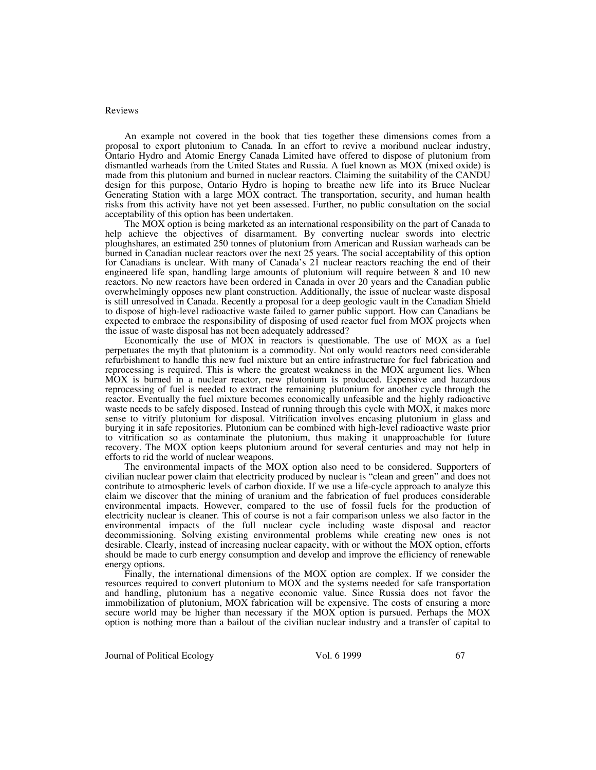An example not covered in the book that ties together these dimensions comes from a proposal to export plutonium to Canada. In an effort to revive a moribund nuclear industry, Ontario Hydro and Atomic Energy Canada Limited have offered to dispose of plutonium from dismantled warheads from the United States and Russia. A fuel known as MOX (mixed oxide) is made from this plutonium and burned in nuclear reactors. Claiming the suitability of the CANDU design for this purpose, Ontario Hydro is hoping to breathe new life into its Bruce Nuclear Generating Station with a large MOX contract. The transportation, security, and human health risks from this activity have not yet been assessed. Further, no public consultation on the social acceptability of this option has been undertaken.

The MOX option is being marketed as an international responsibility on the part of Canada to help achieve the objectives of disarmament. By converting nuclear swords into electric ploughshares, an estimated 250 tonnes of plutonium from American and Russian warheads can be burned in Canadian nuclear reactors over the next 25 years. The social acceptability of this option for Canadians is unclear. With many of Canada's 21 nuclear reactors reaching the end of their engineered life span, handling large amounts of plutonium will require between 8 and 10 new reactors. No new reactors have been ordered in Canada in over 20 years and the Canadian public overwhelmingly opposes new plant construction. Additionally, the issue of nuclear waste disposal is still unresolved in Canada. Recently a proposal for a deep geologic vault in the Canadian Shield to dispose of high-level radioactive waste failed to garner public support. How can Canadians be expected to embrace the responsibility of disposing of used reactor fuel from MOX projects when the issue of waste disposal has not been adequately addressed?

Economically the use of MOX in reactors is questionable. The use of MOX as a fuel perpetuates the myth that plutonium is a commodity. Not only would reactors need considerable refurbishment to handle this new fuel mixture but an entire infrastructure for fuel fabrication and reprocessing is required. This is where the greatest weakness in the MOX argument lies. When MOX is burned in a nuclear reactor, new plutonium is produced. Expensive and hazardous reprocessing of fuel is needed to extract the remaining plutonium for another cycle through the reactor. Eventually the fuel mixture becomes economically unfeasible and the highly radioactive waste needs to be safely disposed. Instead of running through this cycle with MOX, it makes more sense to vitrify plutonium for disposal. Vitrification involves encasing plutonium in glass and burying it in safe repositories. Plutonium can be combined with high-level radioactive waste prior to vitrification so as contaminate the plutonium, thus making it unapproachable for future recovery. The MOX option keeps plutonium around for several centuries and may not help in efforts to rid the world of nuclear weapons.

The environmental impacts of the MOX option also need to be considered. Supporters of civilian nuclear power claim that electricity produced by nuclear is "clean and green" and does not contribute to atmospheric levels of carbon dioxide. If we use a life-cycle approach to analyze this claim we discover that the mining of uranium and the fabrication of fuel produces considerable environmental impacts. However, compared to the use of fossil fuels for the production of electricity nuclear is cleaner. This of course is not a fair comparison unless we also factor in the environmental impacts of the full nuclear cycle including waste disposal and reactor decommissioning. Solving existing environmental problems while creating new ones is not desirable. Clearly, instead of increasing nuclear capacity, with or without the MOX option, efforts should be made to curb energy consumption and develop and improve the efficiency of renewable energy options.

Finally, the international dimensions of the MOX option are complex. If we consider the resources required to convert plutonium to MOX and the systems needed for safe transportation and handling, plutonium has a negative economic value. Since Russia does not favor the immobilization of plutonium, MOX fabrication will be expensive. The costs of ensuring a more secure world may be higher than necessary if the MOX option is pursued. Perhaps the MOX option is nothing more than a bailout of the civilian nuclear industry and a transfer of capital to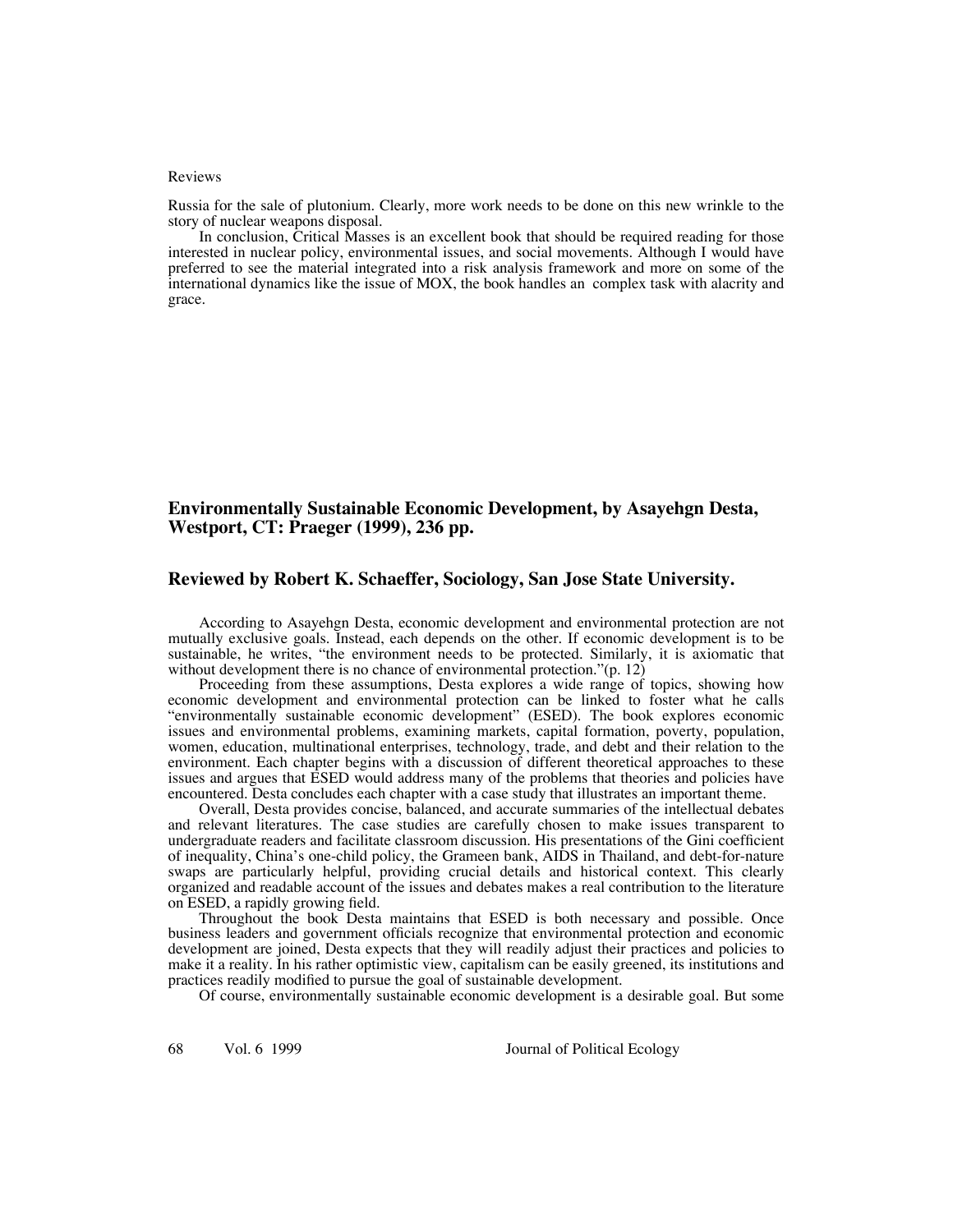Russia for the sale of plutonium. Clearly, more work needs to be done on this new wrinkle to the story of nuclear weapons disposal.

In conclusion, Critical Masses is an excellent book that should be required reading for those interested in nuclear policy, environmental issues, and social movements. Although I would have preferred to see the material integrated into a risk analysis framework and more on some of the international dynamics like the issue of MOX, the book handles an complex task with alacrity and grace.

## Environmentally Sustainable Economic Development, by Asayehgn Desta, Westport, CT: Praeger (1999), 236 pp.

### Reviewed by Robert K. Schaeffer, Sociology, San Jose State University.

According to Asayehgn Desta, economic development and environmental protection are not mutually exclusive goals. Instead, each depends on the other. If economic development is to be sustainable, he writes, "the environment needs to be protected. Similarly, it is axiomatic that without development there is no chance of environmental protection."(p. 12)

Proceeding from these assumptions, Desta explores a wide range of topics, showing how economic development and environmental protection can be linked to foster what he calls "environmentally sustainable economic development" (ESED). The book explores economic issues and environmental problems, examining markets, capital formation, poverty, population, women, education, multinational enterprises, technology, trade, and debt and their relation to the environment. Each chapter begins with a discussion of different theoretical approaches to these issues and argues that ESED would address many of the problems that theories and policies have encountered. Desta concludes each chapter with a case study that illustrates an important theme.

Overall, Desta provides concise, balanced, and accurate summaries of the intellectual debates and relevant literatures. The case studies are carefully chosen to make issues transparent to undergraduate readers and facilitate classroom discussion. His presentations of the Gini coefficient of inequality, China's one-child policy, the Grameen bank, AIDS in Thailand, and debt-for-nature swaps are particularly helpful, providing crucial details and historical context. This clearly organized and readable account of the issues and debates makes a real contribution to the literature on ESED, a rapidly growing field.

Throughout the book Desta maintains that ESED is both necessary and possible. Once business leaders and government officials recognize that environmental protection and economic development are joined, Desta expects that they will readily adjust their practices and policies to make it a reality. In his rather optimistic view, capitalism can be easily greened, its institutions and practices readily modified to pursue the goal of sustainable development.

Of course, environmentally sustainable economic development is a desirable goal. But some